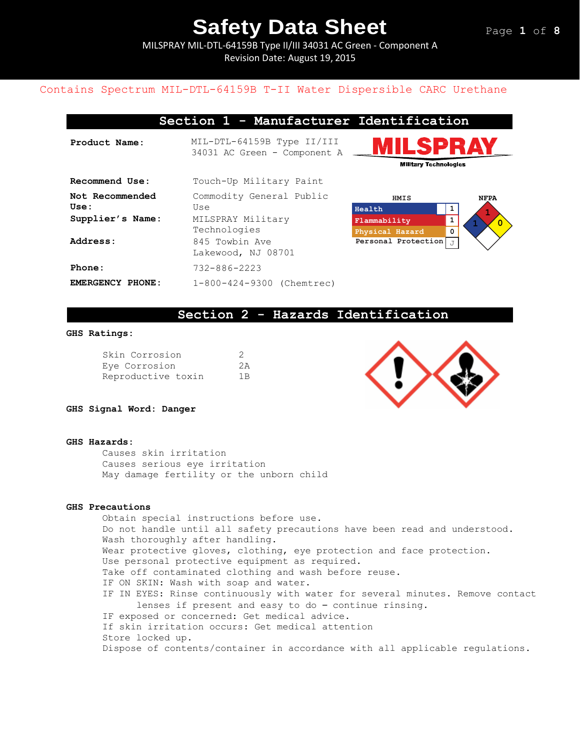# Safety Data Sheet

MILSPRAY MIL-DTL-64159B Type II/III 34031 AC Green - Component A
Revision Date: August 19, 2015

Contains Spectrum MIL-DTL-64159B T-II Water Dispersible CARC Urethane

## Section 1 - Manufacturer Identification

| | |
|---|---|
| **Product Name:** | MIL-DTL-64159B Type II/III 34031 AC Green - Component A |
| **Recommend Use:** | Touch-Up Military Paint |
| **Not Recommended Use:** | Commodity General Public Use |
| **Supplier's Name:** | MILSPRAY Military Technologies |
| **Address:** | 845 Towbin Ave Lakewood, NJ 08701 |
| **Phone:** | 732-886-2223 |
| **EMERGENCY PHONE:** | 1-800-424-9300 (Chemtrec) |

MILSPRAY Military Technologies

**HMIS**

| | |
|---|---|
| Health | 1 |
| Flammability | 1 |
| Physical Hazard | 0 |
| Personal Protection | J |

**NFPA**

Health: 1, Flammability: 1, Reactivity: 0

## Section 2 - Hazards Identification

**GHS Ratings:**

| | |
|---|---|
| Skin Corrosion | 2 |
| Eye Corrosion | 2A |
| Reproductive toxin | 1B |

**GHS Signal Word: Danger**

**GHS Hazards:**

Causes skin irritation
Causes serious eye irritation
May damage fertility or the unborn child

**GHS Precautions**

Obtain special instructions before use.
Do not handle until all safety precautions have been read and understood.
Wash thoroughly after handling.
Wear protective gloves, clothing, eye protection and face protection.
Use personal protective equipment as required.
Take off contaminated clothing and wash before reuse.
IF ON SKIN: Wash with soap and water.
IF IN EYES: Rinse continuously with water for several minutes. Remove contact lenses if present and easy to do – continue rinsing.
IF exposed or concerned: Get medical advice.
If skin irritation occurs: Get medical attention
Store locked up.
Dispose of contents/container in accordance with all applicable regulations.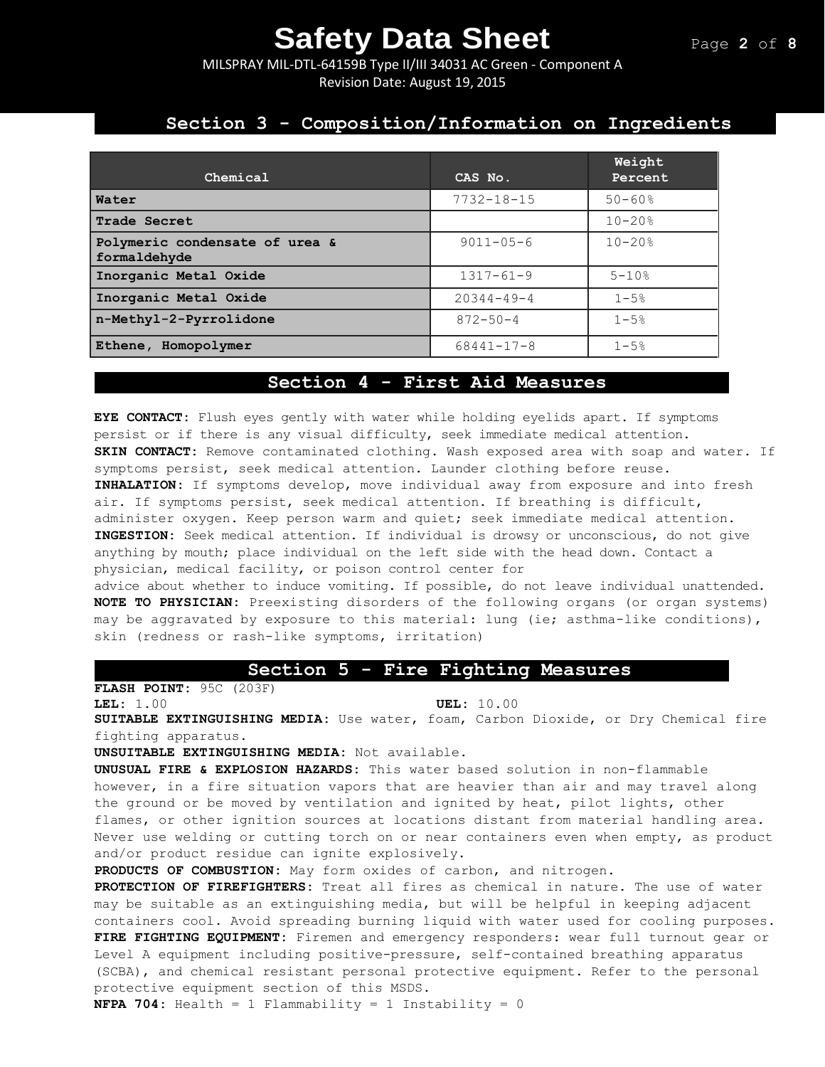## Section 3 - Composition/Information on Ingredients

| Chemical | CAS No. | Weight Percent |
|---|---|---|
| **Water** | 7732-18-15 | 50-60% |
| **Trade Secret** | | 10-20% |
| **Polymeric condensate of urea & formaldehyde** | 9011-05-6 | 10-20% |
| **Inorganic Metal Oxide** | 1317-61-9 | 5-10% |
| **Inorganic Metal Oxide** | 20344-49-4 | 1-5% |
| **n-Methyl-2-Pyrrolidone** | 872-50-4 | 1-5% |
| **Ethene, Homopolymer** | 68441-17-8 | 1-5% |

## Section 4 - First Aid Measures

**EYE CONTACT:** Flush eyes gently with water while holding eyelids apart. If symptoms persist or if there is any visual difficulty, seek immediate medical attention.
**SKIN CONTACT:** Remove contaminated clothing. Wash exposed area with soap and water. If symptoms persist, seek medical attention. Launder clothing before reuse.
**INHALATION:** If symptoms develop, move individual away from exposure and into fresh air. If symptoms persist, seek medical attention. If breathing is difficult, administer oxygen. Keep person warm and quiet; seek immediate medical attention.
**INGESTION:** Seek medical attention. If individual is drowsy or unconscious, do not give anything by mouth; place individual on the left side with the head down. Contact a physician, medical facility, or poison control center for
advice about whether to induce vomiting. If possible, do not leave individual unattended.
**NOTE TO PHYSICIAN:** Preexisting disorders of the following organs (or organ systems) may be aggravated by exposure to this material: lung (ie; asthma-like conditions), skin (redness or rash-like symptoms, irritation)

## Section 5 - Fire Fighting Measures

**FLASH POINT:** 95C (203F)
**LEL:** 1.00 **UEL:** 10.00
**SUITABLE EXTINGUISHING MEDIA:** Use water, foam, Carbon Dioxide, or Dry Chemical fire fighting apparatus.
**UNSUITABLE EXTINGUISHING MEDIA:** Not available.
**UNUSUAL FIRE & EXPLOSION HAZARDS:** This water based solution in non-flammable however, in a fire situation vapors that are heavier than air and may travel along the ground or be moved by ventilation and ignited by heat, pilot lights, other flames, or other ignition sources at locations distant from material handling area. Never use welding or cutting torch on or near containers even when empty, as product and/or product residue can ignite explosively.
**PRODUCTS OF COMBUSTION:** May form oxides of carbon, and nitrogen.
**PROTECTION OF FIREFIGHTERS:** Treat all fires as chemical in nature. The use of water may be suitable as an extinguishing media, but will be helpful in keeping adjacent containers cool. Avoid spreading burning liquid with water used for cooling purposes.
**FIRE FIGHTING EQUIPMENT:** Firemen and emergency responders: wear full turnout gear or Level A equipment including positive-pressure, self-contained breathing apparatus (SCBA), and chemical resistant personal protective equipment. Refer to the personal protective equipment section of this MSDS.
**NFPA 704:** Health = 1 Flammability = 1 Instability = 0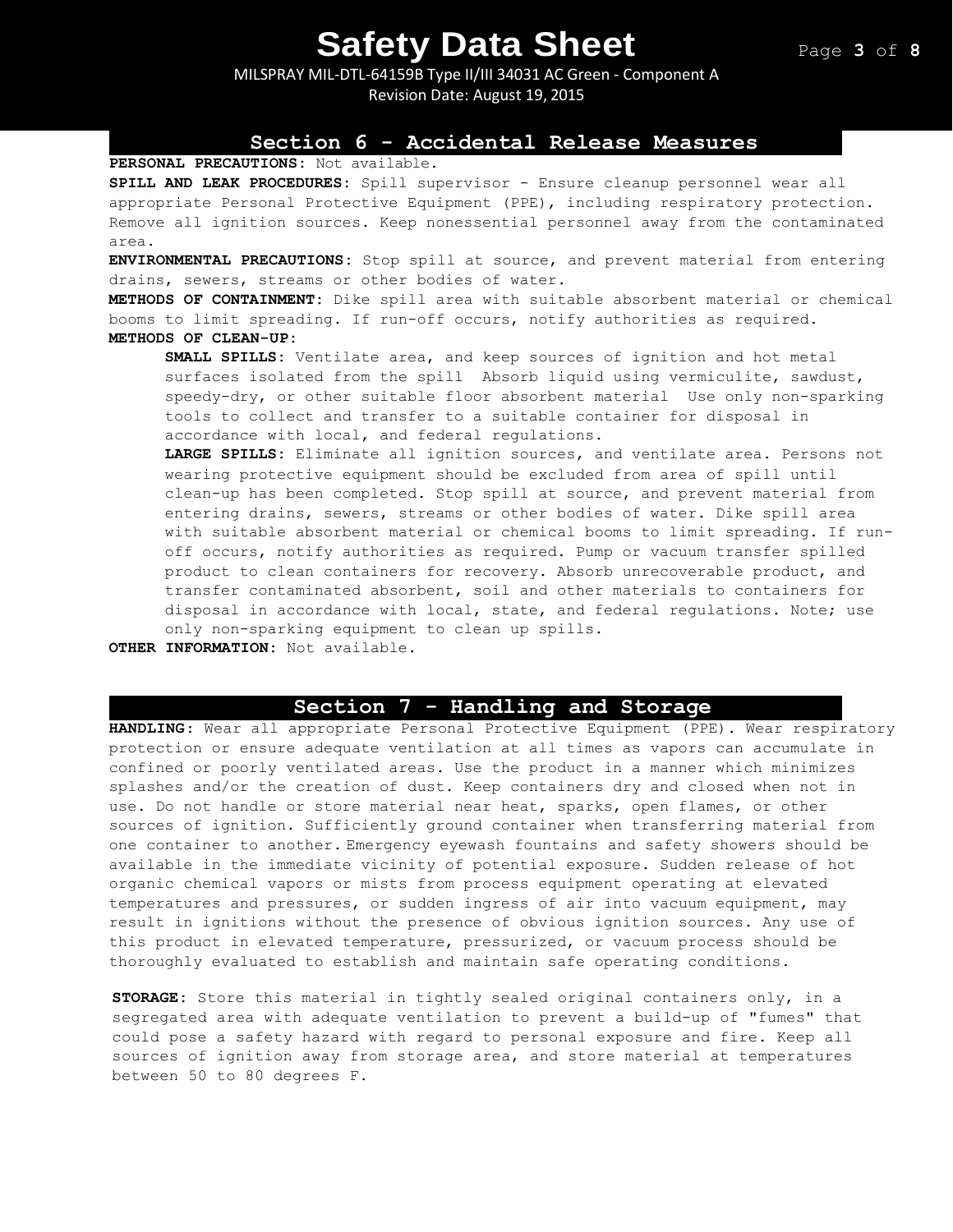## Section 6 - Accidental Release Measures

**PERSONAL PRECAUTIONS:** Not available.

**SPILL AND LEAK PROCEDURES:** Spill supervisor - Ensure cleanup personnel wear all appropriate Personal Protective Equipment (PPE), including respiratory protection. Remove all ignition sources. Keep nonessential personnel away from the contaminated area.

**ENVIRONMENTAL PRECAUTIONS:** Stop spill at source, and prevent material from entering drains, sewers, streams or other bodies of water.

**METHODS OF CONTAINMENT:** Dike spill area with suitable absorbent material or chemical booms to limit spreading. If run-off occurs, notify authorities as required.

**METHODS OF CLEAN-UP:**

**SMALL SPILLS:** Ventilate area, and keep sources of ignition and hot metal surfaces isolated from the spill Absorb liquid using vermiculite, sawdust, speedy-dry, or other suitable floor absorbent material Use only non-sparking tools to collect and transfer to a suitable container for disposal in accordance with local, and federal regulations.

**LARGE SPILLS:** Eliminate all ignition sources, and ventilate area. Persons not wearing protective equipment should be excluded from area of spill until clean-up has been completed. Stop spill at source, and prevent material from entering drains, sewers, streams or other bodies of water. Dike spill area with suitable absorbent material or chemical booms to limit spreading. If run-off occurs, notify authorities as required. Pump or vacuum transfer spilled product to clean containers for recovery. Absorb unrecoverable product, and transfer contaminated absorbent, soil and other materials to containers for disposal in accordance with local, state, and federal regulations. Note; use only non-sparking equipment to clean up spills.

**OTHER INFORMATION:** Not available.

## Section 7 - Handling and Storage

**HANDLING:** Wear all appropriate Personal Protective Equipment (PPE). Wear respiratory protection or ensure adequate ventilation at all times as vapors can accumulate in confined or poorly ventilated areas. Use the product in a manner which minimizes splashes and/or the creation of dust. Keep containers dry and closed when not in use. Do not handle or store material near heat, sparks, open flames, or other sources of ignition. Sufficiently ground container when transferring material from one container to another. Emergency eyewash fountains and safety showers should be available in the immediate vicinity of potential exposure. Sudden release of hot organic chemical vapors or mists from process equipment operating at elevated temperatures and pressures, or sudden ingress of air into vacuum equipment, may result in ignitions without the presence of obvious ignition sources. Any use of this product in elevated temperature, pressurized, or vacuum process should be thoroughly evaluated to establish and maintain safe operating conditions.

**STORAGE:** Store this material in tightly sealed original containers only, in a segregated area with adequate ventilation to prevent a build-up of "fumes" that could pose a safety hazard with regard to personal exposure and fire. Keep all sources of ignition away from storage area, and store material at temperatures between 50 to 80 degrees F.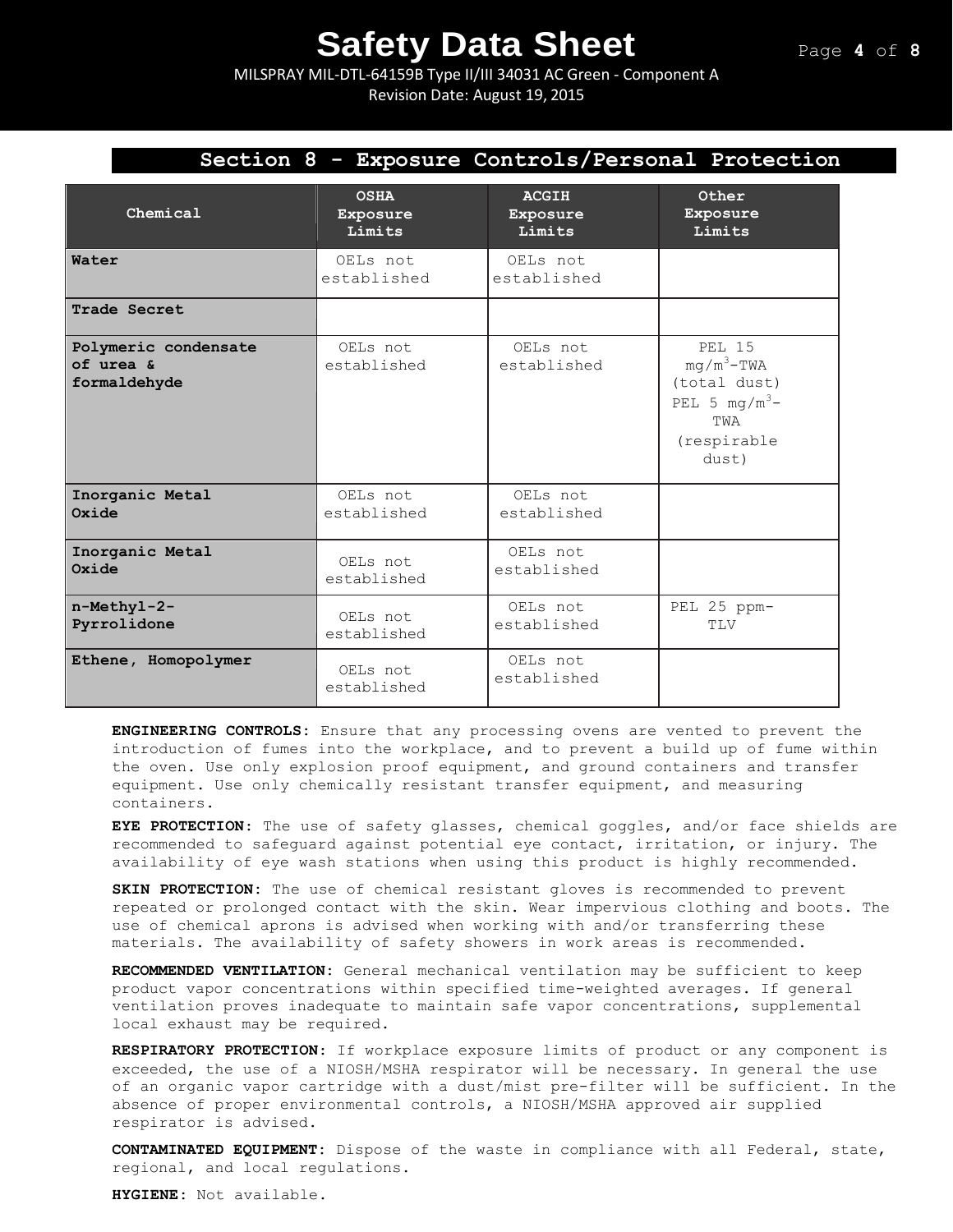## Section 8 - Exposure Controls/Personal Protection

| Chemical | OSHA Exposure Limits | ACGIH Exposure Limits | Other Exposure Limits |
|---|---|---|---|
| **Water** | OELs not established | OELs not established | |
| **Trade Secret** | | | |
| **Polymeric condensate of urea & formaldehyde** | OELs not established | OELs not established | PEL 15 $mg/m^3$-TWA (total dust) PEL 5 $mg/m^3$-TWA (respirable dust) |
| **Inorganic Metal Oxide** | OELs not established | OELs not established | |
| **Inorganic Metal Oxide** | OELs not established | OELs not established | |
| **n-Methyl-2-Pyrrolidone** | OELs not established | OELs not established | PEL 25 ppm-TLV |
| **Ethene, Homopolymer** | OELs not established | OELs not established | |

**ENGINEERING CONTROLS:** Ensure that any processing ovens are vented to prevent the introduction of fumes into the workplace, and to prevent a build up of fume within the oven. Use only explosion proof equipment, and ground containers and transfer equipment. Use only chemically resistant transfer equipment, and measuring containers.

**EYE PROTECTION:** The use of safety glasses, chemical goggles, and/or face shields are recommended to safeguard against potential eye contact, irritation, or injury. The availability of eye wash stations when using this product is highly recommended.

**SKIN PROTECTION:** The use of chemical resistant gloves is recommended to prevent repeated or prolonged contact with the skin. Wear impervious clothing and boots. The use of chemical aprons is advised when working with and/or transferring these materials. The availability of safety showers in work areas is recommended.

**RECOMMENDED VENTILATION:** General mechanical ventilation may be sufficient to keep product vapor concentrations within specified time-weighted averages. If general ventilation proves inadequate to maintain safe vapor concentrations, supplemental local exhaust may be required.

**RESPIRATORY PROTECTION:** If workplace exposure limits of product or any component is exceeded, the use of a NIOSH/MSHA respirator will be necessary. In general the use of an organic vapor cartridge with a dust/mist pre-filter will be sufficient. In the absence of proper environmental controls, a NIOSH/MSHA approved air supplied respirator is advised.

**CONTAMINATED EQUIPMENT:** Dispose of the waste in compliance with all Federal, state, regional, and local regulations.

**HYGIENE:** Not available.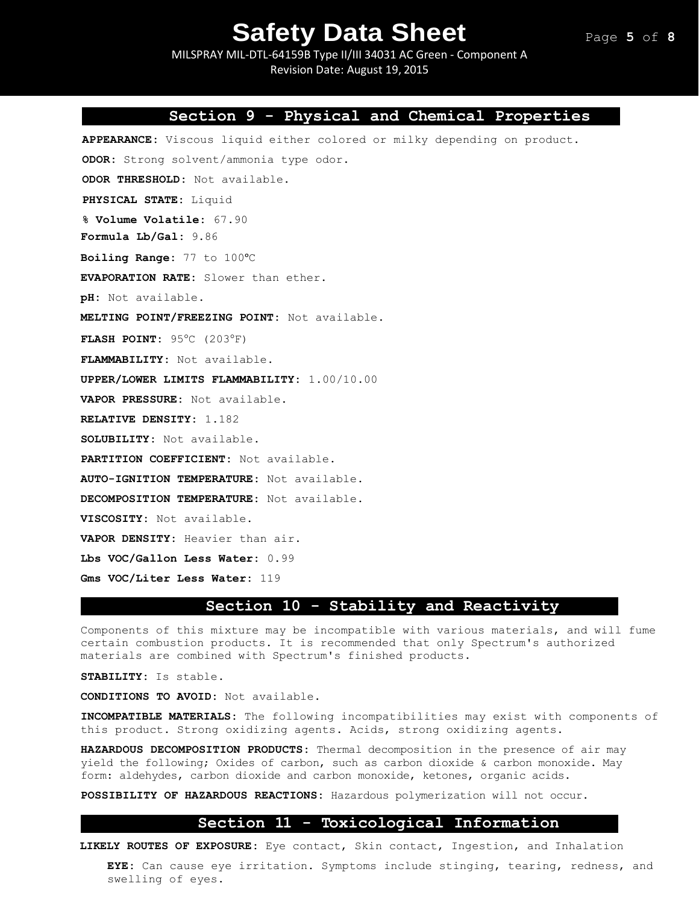## Section 9 - Physical and Chemical Properties

**APPEARANCE:** Viscous liquid either colored or milky depending on product.

**ODOR:** Strong solvent/ammonia type odor.

**ODOR THRESHOLD:** Not available.

**PHYSICAL STATE:** Liquid

**% Volume Volatile:** 67.90

**Formula Lb/Gal:** 9.86

**Boiling Range:** 77 to 100°C

**EVAPORATION RATE:** Slower than ether.

**pH:** Not available.

**MELTING POINT/FREEZING POINT:** Not available.

**FLASH POINT:** 95°C (203°F)

**FLAMMABILITY:** Not available.

**UPPER/LOWER LIMITS FLAMMABILITY:** 1.00/10.00

**VAPOR PRESSURE:** Not available.

**RELATIVE DENSITY:** 1.182

**SOLUBILITY:** Not available.

**PARTITION COEFFICIENT:** Not available.

**AUTO-IGNITION TEMPERATURE:** Not available.

**DECOMPOSITION TEMPERATURE:** Not available.

**VISCOSITY:** Not available.

**VAPOR DENSITY:** Heavier than air.

**Lbs VOC/Gallon Less Water:** 0.99

**Gms VOC/Liter Less Water:** 119

## Section 10 - Stability and Reactivity

Components of this mixture may be incompatible with various materials, and will fume certain combustion products. It is recommended that only Spectrum's authorized materials are combined with Spectrum's finished products.

**STABILITY:** Is stable.

**CONDITIONS TO AVOID:** Not available.

**INCOMPATIBLE MATERIALS:** The following incompatibilities may exist with components of this product. Strong oxidizing agents. Acids, strong oxidizing agents.

**HAZARDOUS DECOMPOSITION PRODUCTS:** Thermal decomposition in the presence of air may yield the following; Oxides of carbon, such as carbon dioxide & carbon monoxide. May form: aldehydes, carbon dioxide and carbon monoxide, ketones, organic acids.

**POSSIBILITY OF HAZARDOUS REACTIONS:** Hazardous polymerization will not occur.

## Section 11 - Toxicological Information

**LIKELY ROUTES OF EXPOSURE:** Eye contact, Skin contact, Ingestion, and Inhalation

**EYE:** Can cause eye irritation. Symptoms include stinging, tearing, redness, and swelling of eyes.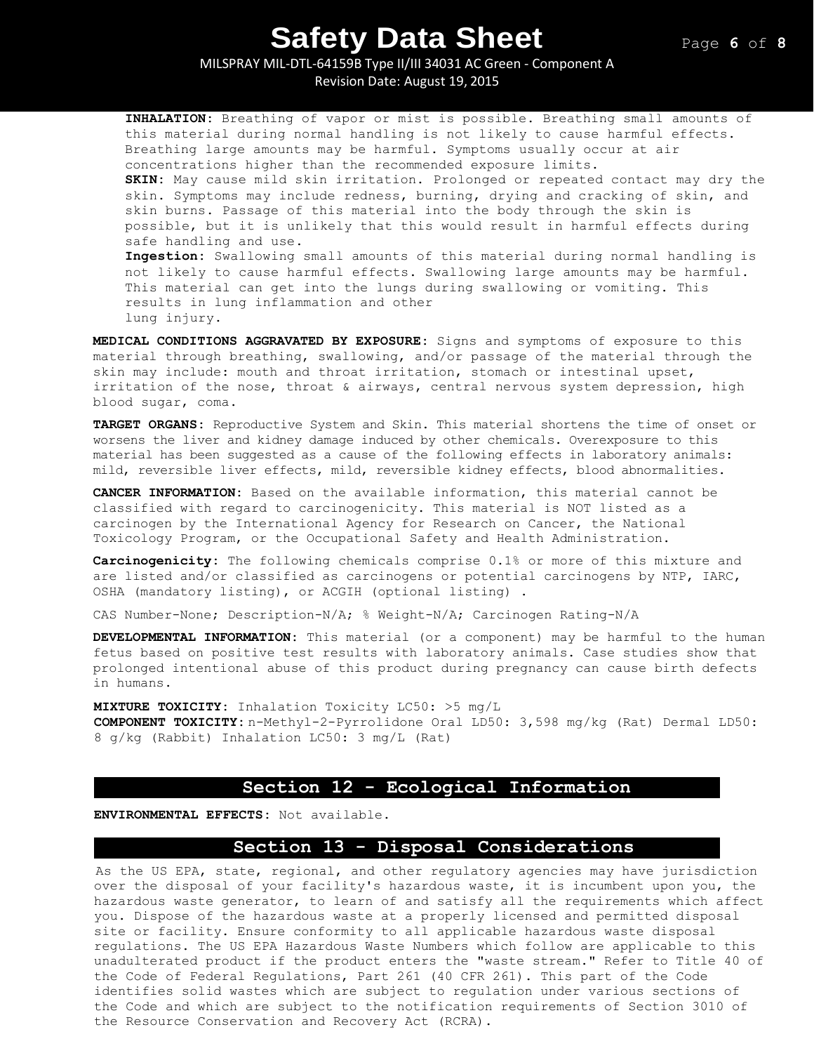**INHALATION:** Breathing of vapor or mist is possible. Breathing small amounts of this material during normal handling is not likely to cause harmful effects. Breathing large amounts may be harmful. Symptoms usually occur at air concentrations higher than the recommended exposure limits.

**SKIN:** May cause mild skin irritation. Prolonged or repeated contact may dry the skin. Symptoms may include redness, burning, drying and cracking of skin, and skin burns. Passage of this material into the body through the skin is possible, but it is unlikely that this would result in harmful effects during safe handling and use.

**Ingestion:** Swallowing small amounts of this material during normal handling is not likely to cause harmful effects. Swallowing large amounts may be harmful. This material can get into the lungs during swallowing or vomiting. This results in lung inflammation and other lung injury.

**MEDICAL CONDITIONS AGGRAVATED BY EXPOSURE:** Signs and symptoms of exposure to this material through breathing, swallowing, and/or passage of the material through the skin may include: mouth and throat irritation, stomach or intestinal upset, irritation of the nose, throat & airways, central nervous system depression, high blood sugar, coma.

**TARGET ORGANS:** Reproductive System and Skin. This material shortens the time of onset or worsens the liver and kidney damage induced by other chemicals. Overexposure to this material has been suggested as a cause of the following effects in laboratory animals: mild, reversible liver effects, mild, reversible kidney effects, blood abnormalities.

**CANCER INFORMATION:** Based on the available information, this material cannot be classified with regard to carcinogenicity. This material is NOT listed as a carcinogen by the International Agency for Research on Cancer, the National Toxicology Program, or the Occupational Safety and Health Administration.

**Carcinogenicity:** The following chemicals comprise 0.1% or more of this mixture and are listed and/or classified as carcinogens or potential carcinogens by NTP, IARC, OSHA (mandatory listing), or ACGIH (optional listing) .

CAS Number-None; Description-N/A; % Weight-N/A; Carcinogen Rating-N/A

**DEVELOPMENTAL INFORMATION:** This material (or a component) may be harmful to the human fetus based on positive test results with laboratory animals. Case studies show that prolonged intentional abuse of this product during pregnancy can cause birth defects in humans.

**MIXTURE TOXICITY:** Inhalation Toxicity LC50: >5 mg/L
**COMPONENT TOXICITY:** n-Methyl-2-Pyrrolidone Oral LD50: 3,598 mg/kg (Rat) Dermal LD50: 8 g/kg (Rabbit) Inhalation LC50: 3 mg/L (Rat)

## Section 12 - Ecological Information

**ENVIRONMENTAL EFFECTS:** Not available.

## Section 13 - Disposal Considerations

As the US EPA, state, regional, and other regulatory agencies may have jurisdiction over the disposal of your facility's hazardous waste, it is incumbent upon you, the hazardous waste generator, to learn of and satisfy all the requirements which affect you. Dispose of the hazardous waste at a properly licensed and permitted disposal site or facility. Ensure conformity to all applicable hazardous waste disposal regulations. The US EPA Hazardous Waste Numbers which follow are applicable to this unadulterated product if the product enters the "waste stream." Refer to Title 40 of the Code of Federal Regulations, Part 261 (40 CFR 261). This part of the Code identifies solid wastes which are subject to regulation under various sections of the Code and which are subject to the notification requirements of Section 3010 of the Resource Conservation and Recovery Act (RCRA).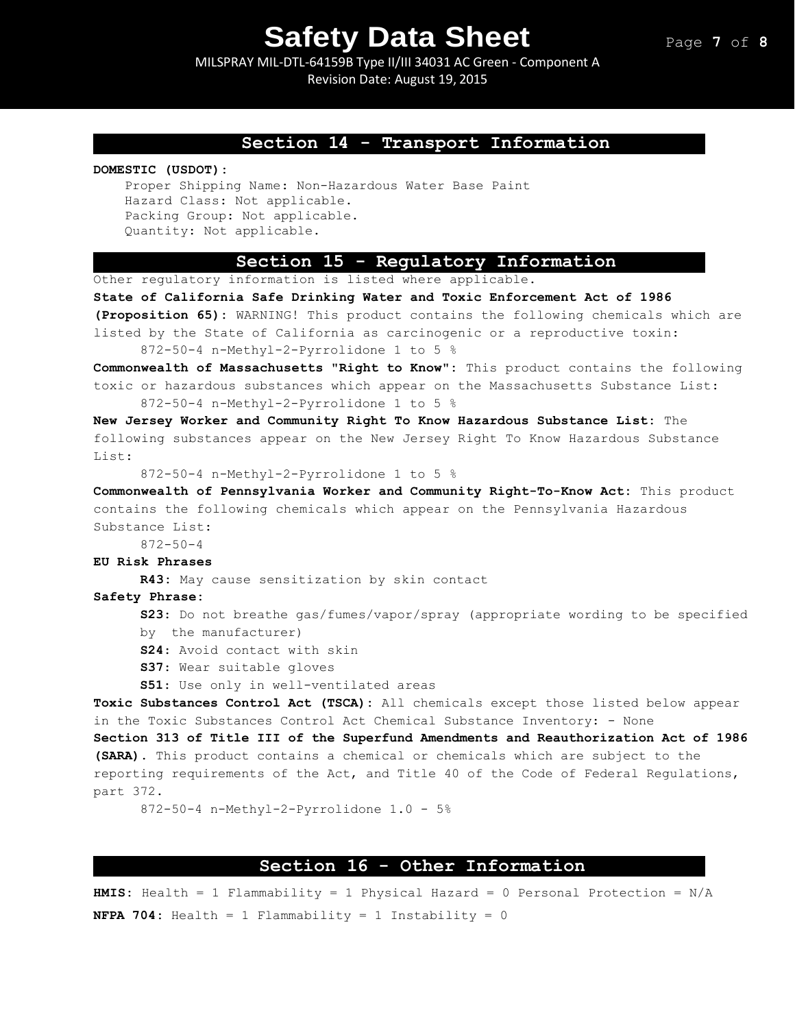## Section 14 - Transport Information

**DOMESTIC (USDOT):**

Proper Shipping Name: Non-Hazardous Water Base Paint
Hazard Class: Not applicable.
Packing Group: Not applicable.
Quantity: Not applicable.

## Section 15 - Regulatory Information

Other regulatory information is listed where applicable.

**State of California Safe Drinking Water and Toxic Enforcement Act of 1986 (Proposition 65):** WARNING! This product contains the following chemicals which are listed by the State of California as carcinogenic or a reproductive toxin:

872-50-4 n-Methyl-2-Pyrrolidone 1 to 5 %

**Commonwealth of Massachusetts "Right to Know":** This product contains the following toxic or hazardous substances which appear on the Massachusetts Substance List:

872-50-4 n-Methyl-2-Pyrrolidone 1 to 5 %

**New Jersey Worker and Community Right To Know Hazardous Substance List:** The following substances appear on the New Jersey Right To Know Hazardous Substance List:

872-50-4 n-Methyl-2-Pyrrolidone 1 to 5 %

**Commonwealth of Pennsylvania Worker and Community Right-To-Know Act:** This product contains the following chemicals which appear on the Pennsylvania Hazardous Substance List:

872-50-4

**EU Risk Phrases**

**R43:** May cause sensitization by skin contact

**Safety Phrase:**

**S23:** Do not breathe gas/fumes/vapor/spray (appropriate wording to be specified by the manufacturer)
**S24:** Avoid contact with skin
**S37:** Wear suitable gloves
**S51:** Use only in well-ventilated areas

**Toxic Substances Control Act (TSCA):** All chemicals except those listed below appear in the Toxic Substances Control Act Chemical Substance Inventory: - None

**Section 313 of Title III of the Superfund Amendments and Reauthorization Act of 1986 (SARA).** This product contains a chemical or chemicals which are subject to the reporting requirements of the Act, and Title 40 of the Code of Federal Regulations, part 372.

872-50-4 n-Methyl-2-Pyrrolidone 1.0 - 5%

## Section 16 - Other Information

**HMIS:** Health = 1 Flammability = 1 Physical Hazard = 0 Personal Protection = N/A

**NFPA 704:** Health = 1 Flammability = 1 Instability = 0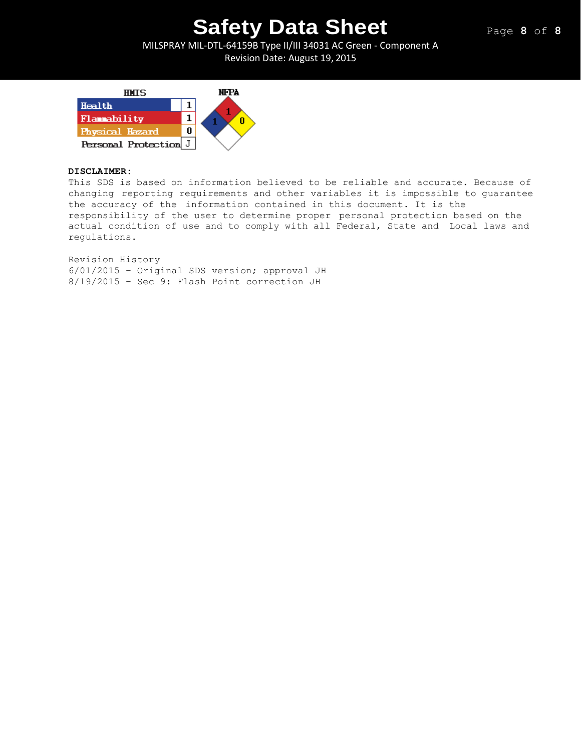**HMIS**

| | |
|---|---|
| Health | 1 |
| Flammability | 1 |
| Physical Hazard | 0 |
| Personal Protection | J |

**NFPA**

1
1
0

**DISCLAIMER:**
This SDS is based on information believed to be reliable and accurate. Because of changing reporting requirements and other variables it is impossible to guarantee the accuracy of the information contained in this document. It is the responsibility of the user to determine proper personal protection based on the actual condition of use and to comply with all Federal, State and Local laws and regulations.

Revision History
6/01/2015 – Original SDS version; approval JH
8/19/2015 – Sec 9: Flash Point correction JH